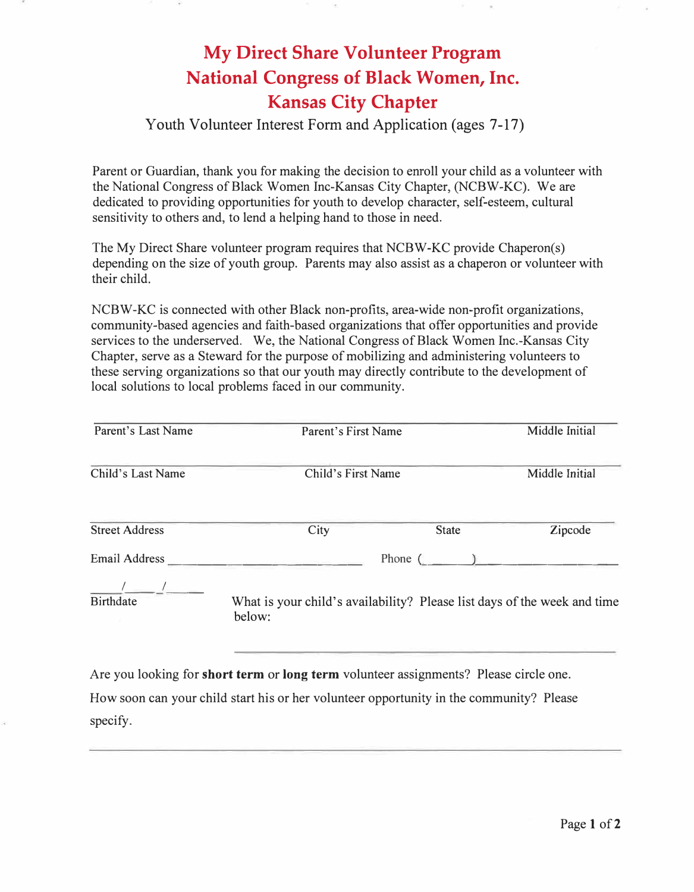# My Direct Share Volunteer Program
# National Congress of Black Women, Inc.
# Kansas City Chapter

Youth Volunteer Interest Form and Application (ages 7-17)

Parent or Guardian, thank you for making the decision to enroll your child as a volunteer with the National Congress of Black Women Inc-Kansas City Chapter, (NCBW-KC). We are dedicated to providing opportunities for youth to develop character, self-esteem, cultural sensitivity to others and, to lend a helping hand to those in need.

The My Direct Share volunteer program requires that NCBW-KC provide Chaperon(s) depending on the size of youth group. Parents may also assist as a chaperon or volunteer with their child.

NCBW-KC is connected with other Black non-profits, area-wide non-profit organizations, community-based agencies and faith-based organizations that offer opportunities and provide services to the underserved. We, the National Congress of Black Women Inc.-Kansas City Chapter, serve as a Steward for the purpose of mobilizing and administering volunteers to these serving organizations so that our youth may directly contribute to the development of local solutions to local problems faced in our community.

______________________________________________________________________

Parent's Last Name | Parent's First Name | Middle Initial

______________________________________________________________________

Child's Last Name | Child's First Name | Middle Initial

______________________________________________________________________

Street Address | City | State | Zipcode

Email Address ______________________________ Phone (______) ____________________

____/____/____
Birthdate

What is your child's availability? Please list days of the week and time below:

______________________________________________________________________

Are you looking for **short term** or **long term** volunteer assignments? Please circle one.

How soon can your child start his or her volunteer opportunity in the community? Please specify.

______________________________________________________________________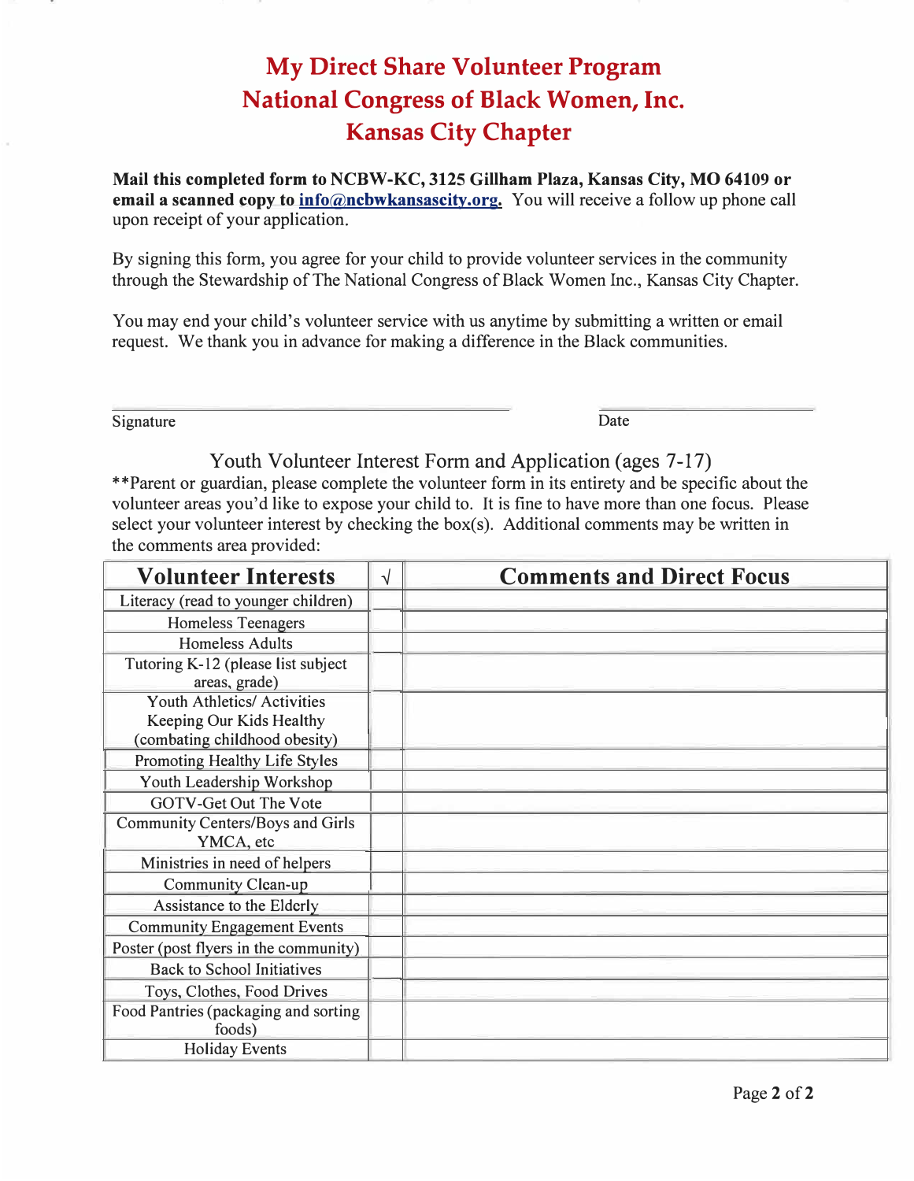# My Direct Share Volunteer Program
# National Congress of Black Women, Inc.
# Kansas City Chapter

**Mail this completed form to NCBW-KC, 3125 Gillham Plaza, Kansas City, MO 64109 or email a scanned copy to info@ncbwkansascity.org.** You will receive a follow up phone call upon receipt of your application.

By signing this form, you agree for your child to provide volunteer services in the community through the Stewardship of The National Congress of Black Women Inc., Kansas City Chapter.

You may end your child's volunteer service with us anytime by submitting a written or email request. We thank you in advance for making a difference in the Black communities.

Signature ______________________ Date ______________

Youth Volunteer Interest Form and Application (ages 7-17)

**Parent or guardian, please complete the volunteer form in its entirety and be specific about the volunteer areas you'd like to expose your child to. It is fine to have more than one focus. Please select your volunteer interest by checking the box(s). Additional comments may be written in the comments area provided:

| Volunteer Interests | √ | Comments and Direct Focus |
|---|---|---|
| Literacy (read to younger children) | | |
| Homeless Teenagers | | |
| Homeless Adults | | |
| Tutoring K-12 (please list subject areas, grade) | | |
| Youth Athletics/ Activities Keeping Our Kids Healthy (combating childhood obesity) | | |
| Promoting Healthy Life Styles | | |
| Youth Leadership Workshop | | |
| GOTV-Get Out The Vote | | |
| Community Centers/Boys and Girls YMCA, etc | | |
| Ministries in need of helpers | | |
| Community Clean-up | | |
| Assistance to the Elderly | | |
| Community Engagement Events | | |
| Poster (post flyers in the community) | | |
| Back to School Initiatives | | |
| Toys, Clothes, Food Drives | | |
| Food Pantries (packaging and sorting foods) | | |
| Holiday Events | | |